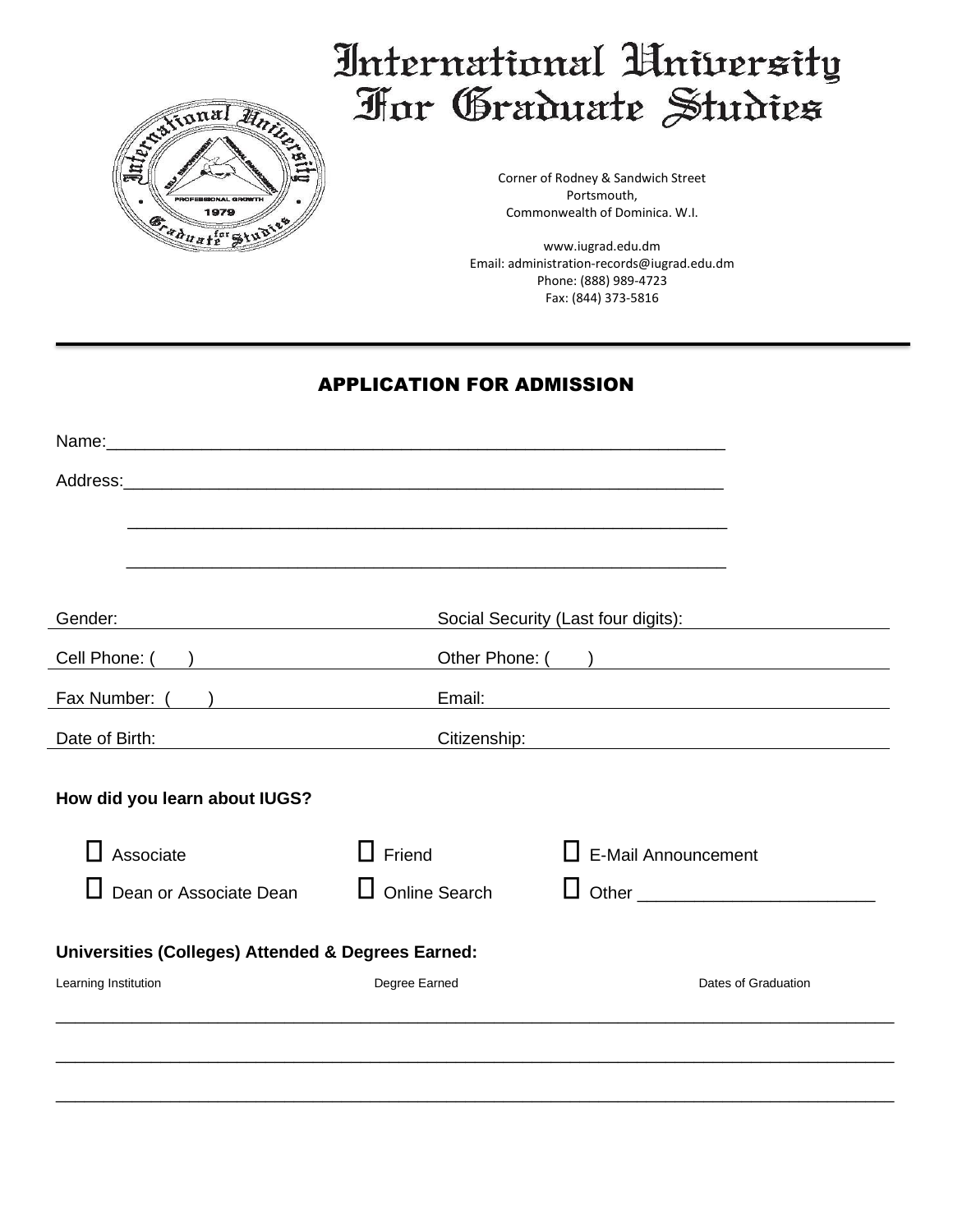# International University For Graduate Studies

Corner of Rodney & Sandwich Street
Portsmouth,
Commonwealth of Dominica. W.I.

www.iugrad.edu.dm
Email: administration-records@iugrad.edu.dm
Phone: (888) 989-4723
Fax: (844) 373-5816

---

## APPLICATION FOR ADMISSION

Name:_______________________________________________________________

Address:_____________________________________________________________

_____________________________________________________________

_____________________________________________________________

| | |
|---|---|
| Gender: | Social Security (Last four digits): |
| Cell Phone: ( ) | Other Phone: ( ) |
| Fax Number: ( ) | Email: |
| Date of Birth: | Citizenship: |

**How did you learn about IUGS?**

| | | |
|---|---|---|
| ☐ Associate | ☐ Friend | ☐ E-Mail Announcement |
| ☐ Dean or Associate Dean | ☐ Online Search | ☐ Other ______________________ |

**Universities (Colleges) Attended & Degrees Earned:**

| Learning Institution | Degree Earned | Dates of Graduation |
|---|---|---|
| | | |
| | | |
| | | |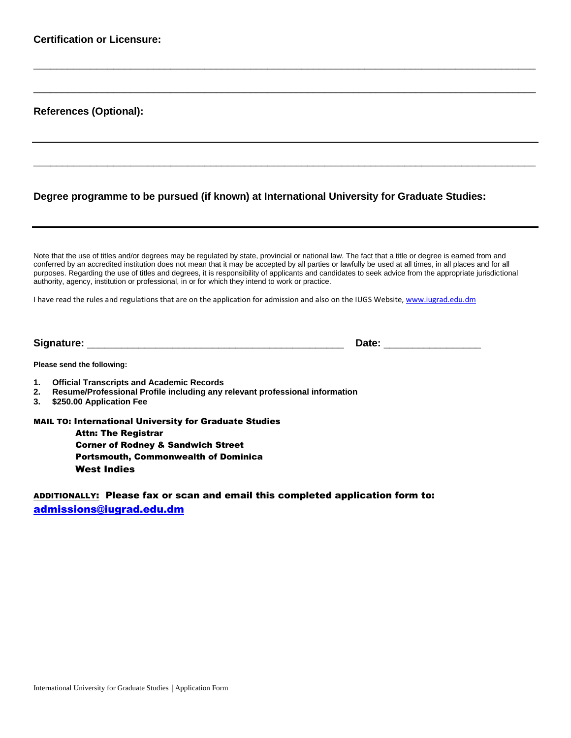**Certification or Licensure:**

\_\_\_\_\_\_\_\_\_\_\_\_\_\_\_\_\_\_\_\_\_\_\_\_\_\_\_\_\_\_\_\_\_\_\_\_\_\_\_\_\_\_\_\_\_\_\_\_\_\_\_\_\_\_\_\_\_\_\_\_\_\_\_\_\_\_\_\_\_\_\_\_\_\_\_\_\_\_

\_\_\_\_\_\_\_\_\_\_\_\_\_\_\_\_\_\_\_\_\_\_\_\_\_\_\_\_\_\_\_\_\_\_\_\_\_\_\_\_\_\_\_\_\_\_\_\_\_\_\_\_\_\_\_\_\_\_\_\_\_\_\_\_\_\_\_\_\_\_\_\_\_\_\_\_\_\_

**References (Optional):**

\_\_\_\_\_\_\_\_\_\_\_\_\_\_\_\_\_\_\_\_\_\_\_\_\_\_\_\_\_\_\_\_\_\_\_\_\_\_\_\_\_\_\_\_\_\_\_\_\_\_\_\_\_\_\_\_\_\_\_\_\_\_\_\_\_\_\_\_\_\_\_\_\_\_\_\_\_\_

\_\_\_\_\_\_\_\_\_\_\_\_\_\_\_\_\_\_\_\_\_\_\_\_\_\_\_\_\_\_\_\_\_\_\_\_\_\_\_\_\_\_\_\_\_\_\_\_\_\_\_\_\_\_\_\_\_\_\_\_\_\_\_\_\_\_\_\_\_\_\_\_\_\_\_\_\_\_

**Degree programme to be pursued (if known) at International University for Graduate Studies:**

\_\_\_\_\_\_\_\_\_\_\_\_\_\_\_\_\_\_\_\_\_\_\_\_\_\_\_\_\_\_\_\_\_\_\_\_\_\_\_\_\_\_\_\_\_\_\_\_\_\_\_\_\_\_\_\_\_\_\_\_\_\_\_\_\_\_\_\_\_\_\_\_\_\_\_\_\_\_

Note that the use of titles and/or degrees may be regulated by state, provincial or national law. The fact that a title or degree is earned from and conferred by an accredited institution does not mean that it may be accepted by all parties or lawfully be used at all times, in all places and for all purposes. Regarding the use of titles and degrees, it is responsibility of applicants and candidates to seek advice from the appropriate jurisdictional authority, agency, institution or professional, in or for which they intend to work or practice.

I have read the rules and regulations that are on the application for admission and also on the IUGS Website, www.iugrad.edu.dm

**Signature:** \_\_\_\_\_\_\_\_\_\_\_\_\_\_\_\_\_\_\_\_\_\_\_\_\_\_\_\_\_\_\_\_\_\_\_\_\_\_\_\_\_\_\_ **Date:** \_\_\_\_\_\_\_\_\_\_\_\_\_\_\_\_

**Please send the following:**

1. **Official Transcripts and Academic Records**
2. **Resume/Professional Profile including any relevant professional information**
3. **$250.00 Application Fee**

**MAIL TO: International University for Graduate Studies**
**Attn: The Registrar**
**Corner of Rodney & Sandwich Street**
**Portsmouth, Commonwealth of Dominica**
**West Indies**

**ADDITIONALLY: Please fax or scan and email this completed application form to:**
**admissions@iugrad.edu.dm**